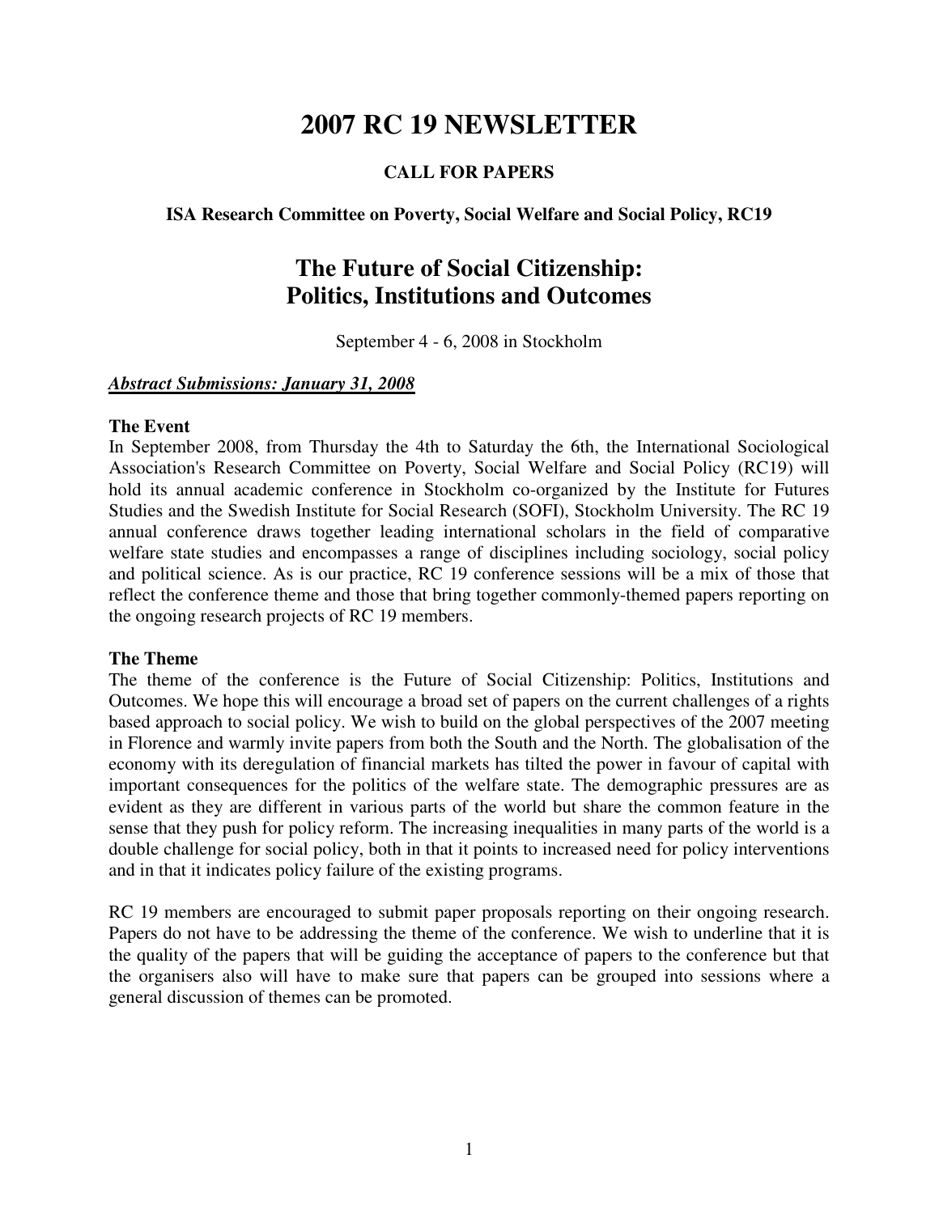# 2007 RC 19 NEWSLETTER

**CALL FOR PAPERS**

**ISA Research Committee on Poverty, Social Welfare and Social Policy, RC19**

## The Future of Social Citizenship: Politics, Institutions and Outcomes

September 4 - 6, 2008 in Stockholm

***Abstract Submissions: January 31, 2008***

**The Event**

In September 2008, from Thursday the 4th to Saturday the 6th, the International Sociological Association's Research Committee on Poverty, Social Welfare and Social Policy (RC19) will hold its annual academic conference in Stockholm co-organized by the Institute for Futures Studies and the Swedish Institute for Social Research (SOFI), Stockholm University. The RC 19 annual conference draws together leading international scholars in the field of comparative welfare state studies and encompasses a range of disciplines including sociology, social policy and political science. As is our practice, RC 19 conference sessions will be a mix of those that reflect the conference theme and those that bring together commonly-themed papers reporting on the ongoing research projects of RC 19 members.

**The Theme**

The theme of the conference is the Future of Social Citizenship: Politics, Institutions and Outcomes. We hope this will encourage a broad set of papers on the current challenges of a rights based approach to social policy. We wish to build on the global perspectives of the 2007 meeting in Florence and warmly invite papers from both the South and the North. The globalisation of the economy with its deregulation of financial markets has tilted the power in favour of capital with important consequences for the politics of the welfare state. The demographic pressures are as evident as they are different in various parts of the world but share the common feature in the sense that they push for policy reform. The increasing inequalities in many parts of the world is a double challenge for social policy, both in that it points to increased need for policy interventions and in that it indicates policy failure of the existing programs.

RC 19 members are encouraged to submit paper proposals reporting on their ongoing research. Papers do not have to be addressing the theme of the conference. We wish to underline that it is the quality of the papers that will be guiding the acceptance of papers to the conference but that the organisers also will have to make sure that papers can be grouped into sessions where a general discussion of themes can be promoted.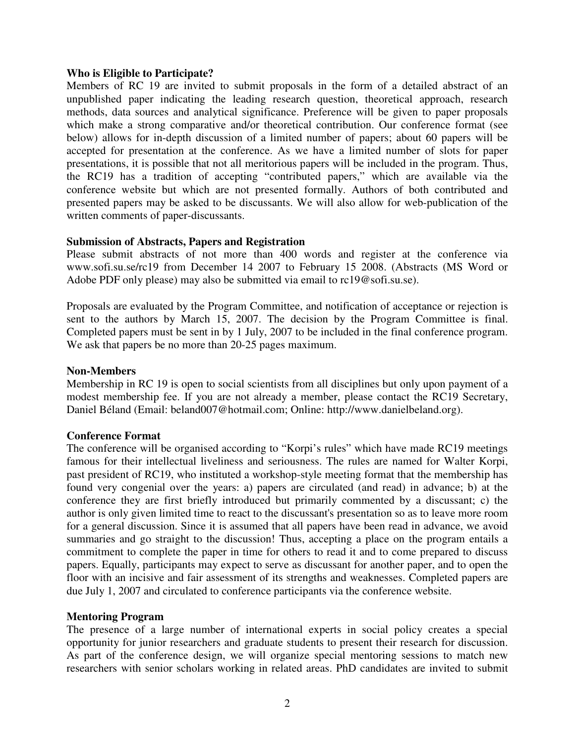**Who is Eligible to Participate?**

Members of RC 19 are invited to submit proposals in the form of a detailed abstract of an unpublished paper indicating the leading research question, theoretical approach, research methods, data sources and analytical significance. Preference will be given to paper proposals which make a strong comparative and/or theoretical contribution. Our conference format (see below) allows for in-depth discussion of a limited number of papers; about 60 papers will be accepted for presentation at the conference. As we have a limited number of slots for paper presentations, it is possible that not all meritorious papers will be included in the program. Thus, the RC19 has a tradition of accepting "contributed papers," which are available via the conference website but which are not presented formally. Authors of both contributed and presented papers may be asked to be discussants. We will also allow for web-publication of the written comments of paper-discussants.

**Submission of Abstracts, Papers and Registration**

Please submit abstracts of not more than 400 words and register at the conference via www.sofi.su.se/rc19 from December 14 2007 to February 15 2008. (Abstracts (MS Word or Adobe PDF only please) may also be submitted via email to rc19@sofi.su.se).

Proposals are evaluated by the Program Committee, and notification of acceptance or rejection is sent to the authors by March 15, 2007. The decision by the Program Committee is final. Completed papers must be sent in by 1 July, 2007 to be included in the final conference program. We ask that papers be no more than 20-25 pages maximum.

**Non-Members**

Membership in RC 19 is open to social scientists from all disciplines but only upon payment of a modest membership fee. If you are not already a member, please contact the RC19 Secretary, Daniel Béland (Email: beland007@hotmail.com; Online: http://www.danielbeland.org).

**Conference Format**

The conference will be organised according to "Korpi's rules" which have made RC19 meetings famous for their intellectual liveliness and seriousness. The rules are named for Walter Korpi, past president of RC19, who instituted a workshop-style meeting format that the membership has found very congenial over the years: a) papers are circulated (and read) in advance; b) at the conference they are first briefly introduced but primarily commented by a discussant; c) the author is only given limited time to react to the discussant's presentation so as to leave more room for a general discussion. Since it is assumed that all papers have been read in advance, we avoid summaries and go straight to the discussion! Thus, accepting a place on the program entails a commitment to complete the paper in time for others to read it and to come prepared to discuss papers. Equally, participants may expect to serve as discussant for another paper, and to open the floor with an incisive and fair assessment of its strengths and weaknesses. Completed papers are due July 1, 2007 and circulated to conference participants via the conference website.

**Mentoring Program**

The presence of a large number of international experts in social policy creates a special opportunity for junior researchers and graduate students to present their research for discussion. As part of the conference design, we will organize special mentoring sessions to match new researchers with senior scholars working in related areas. PhD candidates are invited to submit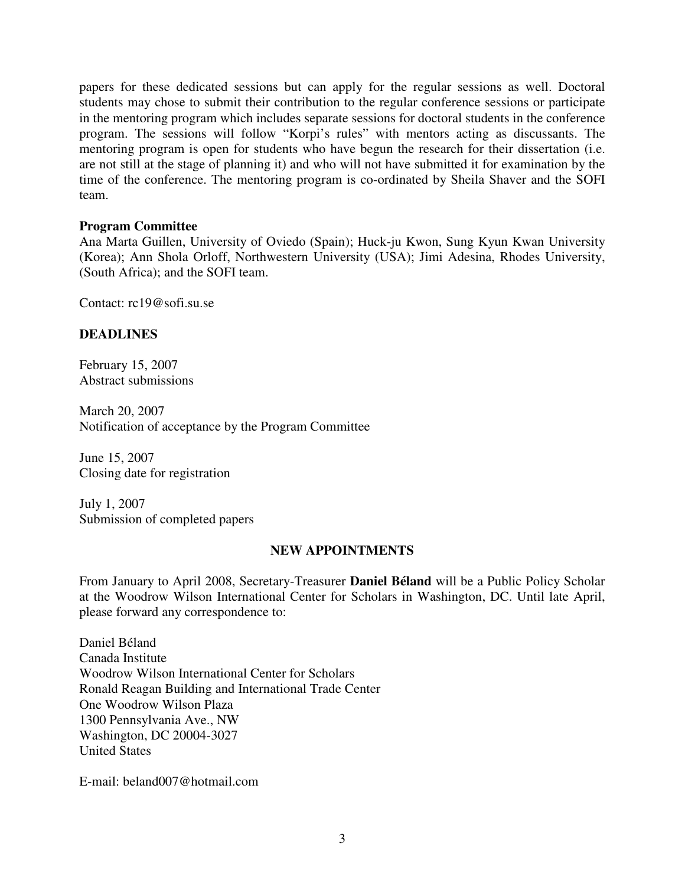papers for these dedicated sessions but can apply for the regular sessions as well. Doctoral students may chose to submit their contribution to the regular conference sessions or participate in the mentoring program which includes separate sessions for doctoral students in the conference program. The sessions will follow "Korpi's rules" with mentors acting as discussants. The mentoring program is open for students who have begun the research for their dissertation (i.e. are not still at the stage of planning it) and who will not have submitted it for examination by the time of the conference. The mentoring program is co-ordinated by Sheila Shaver and the SOFI team.

**Program Committee**
Ana Marta Guillen, University of Oviedo (Spain); Huck-ju Kwon, Sung Kyun Kwan University (Korea); Ann Shola Orloff, Northwestern University (USA); Jimi Adesina, Rhodes University, (South Africa); and the SOFI team.

Contact: rc19@sofi.su.se

**DEADLINES**

February 15, 2007
Abstract submissions

March 20, 2007
Notification of acceptance by the Program Committee

June 15, 2007
Closing date for registration

July 1, 2007
Submission of completed papers

## NEW APPOINTMENTS

From January to April 2008, Secretary-Treasurer **Daniel Béland** will be a Public Policy Scholar at the Woodrow Wilson International Center for Scholars in Washington, DC. Until late April, please forward any correspondence to:

Daniel Béland
Canada Institute
Woodrow Wilson International Center for Scholars
Ronald Reagan Building and International Trade Center
One Woodrow Wilson Plaza
1300 Pennsylvania Ave., NW
Washington, DC 20004-3027
United States

E-mail: beland007@hotmail.com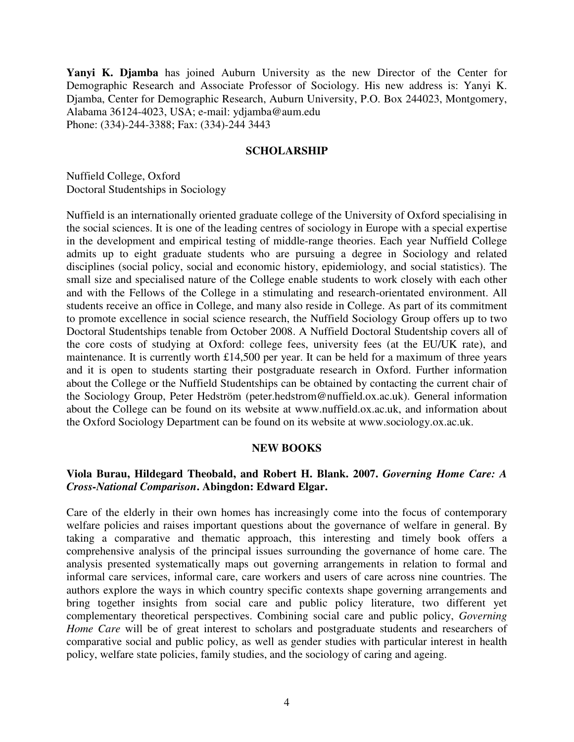**Yanyi K. Djamba** has joined Auburn University as the new Director of the Center for Demographic Research and Associate Professor of Sociology. His new address is: Yanyi K. Djamba, Center for Demographic Research, Auburn University, P.O. Box 244023, Montgomery, Alabama 36124-4023, USA; e-mail: ydjamba@aum.edu
Phone: (334)-244-3388; Fax: (334)-244 3443

## SCHOLARSHIP

Nuffield College, Oxford
Doctoral Studentships in Sociology

Nuffield is an internationally oriented graduate college of the University of Oxford specialising in the social sciences. It is one of the leading centres of sociology in Europe with a special expertise in the development and empirical testing of middle-range theories. Each year Nuffield College admits up to eight graduate students who are pursuing a degree in Sociology and related disciplines (social policy, social and economic history, epidemiology, and social statistics). The small size and specialised nature of the College enable students to work closely with each other and with the Fellows of the College in a stimulating and research-orientated environment. All students receive an office in College, and many also reside in College. As part of its commitment to promote excellence in social science research, the Nuffield Sociology Group offers up to two Doctoral Studentships tenable from October 2008. A Nuffield Doctoral Studentship covers all of the core costs of studying at Oxford: college fees, university fees (at the EU/UK rate), and maintenance. It is currently worth £14,500 per year. It can be held for a maximum of three years and it is open to students starting their postgraduate research in Oxford. Further information about the College or the Nuffield Studentships can be obtained by contacting the current chair of the Sociology Group, Peter Hedström (peter.hedstrom@nuffield.ox.ac.uk). General information about the College can be found on its website at www.nuffield.ox.ac.uk, and information about the Oxford Sociology Department can be found on its website at www.sociology.ox.ac.uk.

## NEW BOOKS

**Viola Burau, Hildegard Theobald, and Robert H. Blank. 2007. *Governing Home Care: A Cross-National Comparison*. Abingdon: Edward Elgar.**

Care of the elderly in their own homes has increasingly come into the focus of contemporary welfare policies and raises important questions about the governance of welfare in general. By taking a comparative and thematic approach, this interesting and timely book offers a comprehensive analysis of the principal issues surrounding the governance of home care. The analysis presented systematically maps out governing arrangements in relation to formal and informal care services, informal care, care workers and users of care across nine countries. The authors explore the ways in which country specific contexts shape governing arrangements and bring together insights from social care and public policy literature, two different yet complementary theoretical perspectives. Combining social care and public policy, *Governing Home Care* will be of great interest to scholars and postgraduate students and researchers of comparative social and public policy, as well as gender studies with particular interest in health policy, welfare state policies, family studies, and the sociology of caring and ageing.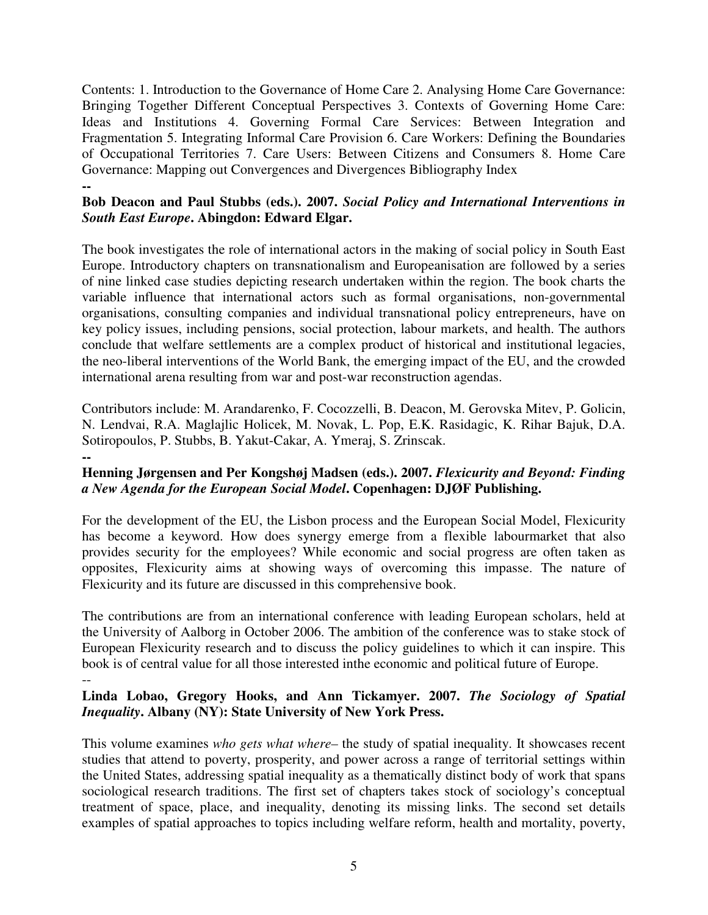Contents: 1. Introduction to the Governance of Home Care 2. Analysing Home Care Governance: Bringing Together Different Conceptual Perspectives 3. Contexts of Governing Home Care: Ideas and Institutions 4. Governing Formal Care Services: Between Integration and Fragmentation 5. Integrating Informal Care Provision 6. Care Workers: Defining the Boundaries of Occupational Territories 7. Care Users: Between Citizens and Consumers 8. Home Care Governance: Mapping out Convergences and Divergences Bibliography Index

**--**

**Bob Deacon and Paul Stubbs (eds.). 2007. *Social Policy and International Interventions in South East Europe*. Abingdon: Edward Elgar.**

The book investigates the role of international actors in the making of social policy in South East Europe. Introductory chapters on transnationalism and Europeanisation are followed by a series of nine linked case studies depicting research undertaken within the region. The book charts the variable influence that international actors such as formal organisations, non-governmental organisations, consulting companies and individual transnational policy entrepreneurs, have on key policy issues, including pensions, social protection, labour markets, and health. The authors conclude that welfare settlements are a complex product of historical and institutional legacies, the neo-liberal interventions of the World Bank, the emerging impact of the EU, and the crowded international arena resulting from war and post-war reconstruction agendas.

Contributors include: M. Arandarenko, F. Cocozzelli, B. Deacon, M. Gerovska Mitev, P. Golicin, N. Lendvai, R.A. Maglajlic Holicek, M. Novak, L. Pop, E.K. Rasidagic, K. Rihar Bajuk, D.A. Sotiropoulos, P. Stubbs, B. Yakut-Cakar, A. Ymeraj, S. Zrinscak.

**--**

**Henning Jørgensen and Per Kongshøj Madsen (eds.). 2007. *Flexicurity and Beyond: Finding a New Agenda for the European Social Model*. Copenhagen: DJØF Publishing.**

For the development of the EU, the Lisbon process and the European Social Model, Flexicurity has become a keyword. How does synergy emerge from a flexible labourmarket that also provides security for the employees? While economic and social progress are often taken as opposites, Flexicurity aims at showing ways of overcoming this impasse. The nature of Flexicurity and its future are discussed in this comprehensive book.

The contributions are from an international conference with leading European scholars, held at the University of Aalborg in October 2006. The ambition of the conference was to stake stock of European Flexicurity research and to discuss the policy guidelines to which it can inspire. This book is of central value for all those interested inthe economic and political future of Europe.

--

**Linda Lobao, Gregory Hooks, and Ann Tickamyer. 2007. *The Sociology of Spatial Inequality*. Albany (NY): State University of New York Press.**

This volume examines *who gets what where*– the study of spatial inequality. It showcases recent studies that attend to poverty, prosperity, and power across a range of territorial settings within the United States, addressing spatial inequality as a thematically distinct body of work that spans sociological research traditions. The first set of chapters takes stock of sociology's conceptual treatment of space, place, and inequality, denoting its missing links. The second set details examples of spatial approaches to topics including welfare reform, health and mortality, poverty,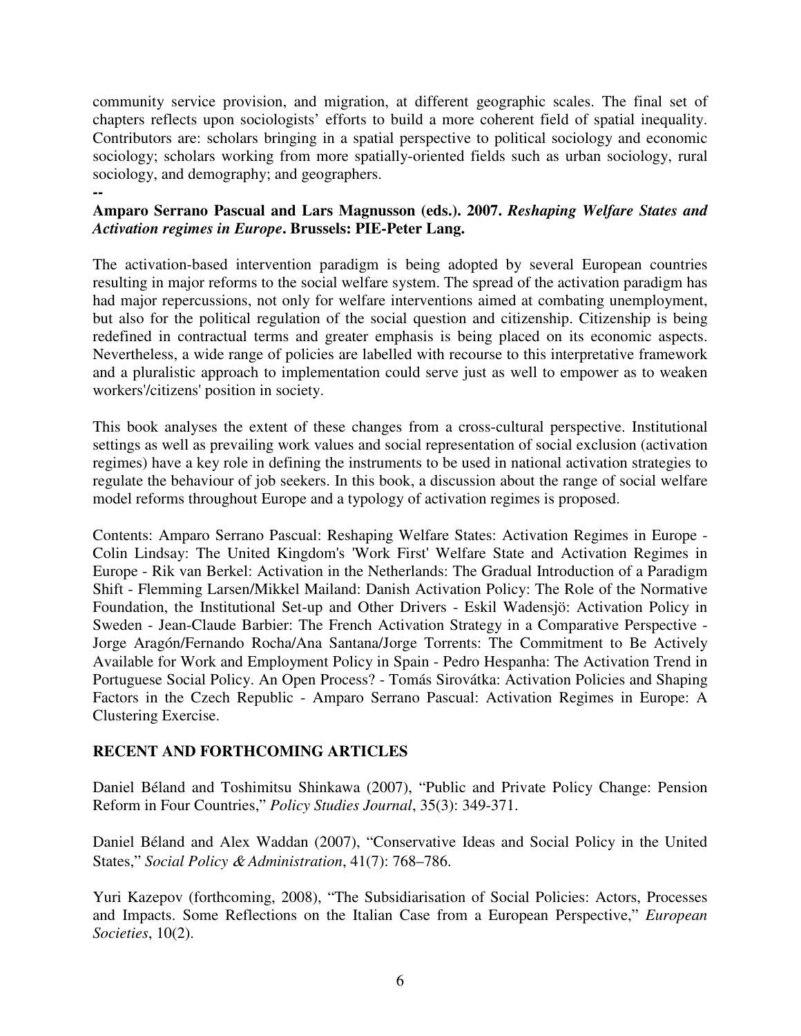community service provision, and migration, at different geographic scales. The final set of chapters reflects upon sociologists' efforts to build a more coherent field of spatial inequality. Contributors are: scholars bringing in a spatial perspective to political sociology and economic sociology; scholars working from more spatially-oriented fields such as urban sociology, rural sociology, and demography; and geographers.

--

**Amparo Serrano Pascual and Lars Magnusson (eds.). 2007. *Reshaping Welfare States and Activation regimes in Europe*. Brussels: PIE-Peter Lang.**

The activation-based intervention paradigm is being adopted by several European countries resulting in major reforms to the social welfare system. The spread of the activation paradigm has had major repercussions, not only for welfare interventions aimed at combating unemployment, but also for the political regulation of the social question and citizenship. Citizenship is being redefined in contractual terms and greater emphasis is being placed on its economic aspects. Nevertheless, a wide range of policies are labelled with recourse to this interpretative framework and a pluralistic approach to implementation could serve just as well to empower as to weaken workers'/citizens' position in society.

This book analyses the extent of these changes from a cross-cultural perspective. Institutional settings as well as prevailing work values and social representation of social exclusion (activation regimes) have a key role in defining the instruments to be used in national activation strategies to regulate the behaviour of job seekers. In this book, a discussion about the range of social welfare model reforms throughout Europe and a typology of activation regimes is proposed.

Contents: Amparo Serrano Pascual: Reshaping Welfare States: Activation Regimes in Europe - Colin Lindsay: The United Kingdom's 'Work First' Welfare State and Activation Regimes in Europe - Rik van Berkel: Activation in the Netherlands: The Gradual Introduction of a Paradigm Shift - Flemming Larsen/Mikkel Mailand: Danish Activation Policy: The Role of the Normative Foundation, the Institutional Set-up and Other Drivers - Eskil Wadensjö: Activation Policy in Sweden - Jean-Claude Barbier: The French Activation Strategy in a Comparative Perspective - Jorge Aragón/Fernando Rocha/Ana Santana/Jorge Torrents: The Commitment to Be Actively Available for Work and Employment Policy in Spain - Pedro Hespanha: The Activation Trend in Portuguese Social Policy. An Open Process? - Tomás Sirovátka: Activation Policies and Shaping Factors in the Czech Republic - Amparo Serrano Pascual: Activation Regimes in Europe: A Clustering Exercise.

## RECENT AND FORTHCOMING ARTICLES

Daniel Béland and Toshimitsu Shinkawa (2007), "Public and Private Policy Change: Pension Reform in Four Countries," *Policy Studies Journal*, 35(3): 349-371.

Daniel Béland and Alex Waddan (2007), "Conservative Ideas and Social Policy in the United States," *Social Policy & Administration*, 41(7): 768–786.

Yuri Kazepov (forthcoming, 2008), "The Subsidiarisation of Social Policies: Actors, Processes and Impacts. Some Reflections on the Italian Case from a European Perspective," *European Societies*, 10(2).